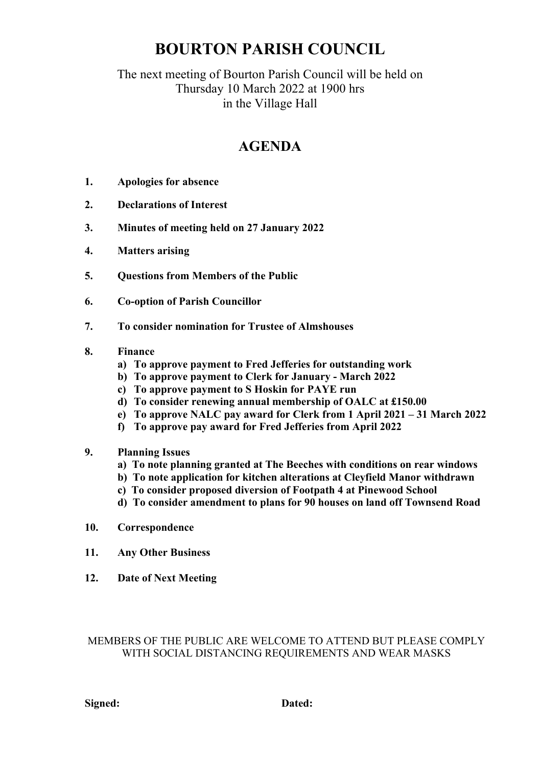# BOURTON PARISH COUNCIL

The next meeting of Bourton Parish Council will be held on
Thursday 10 March 2022 at 1900 hrs
in the Village Hall

## AGENDA

1. **Apologies for absence**
2. **Declarations of Interest**
3. **Minutes of meeting held on 27 January 2022**
4. **Matters arising**
5. **Questions from Members of the Public**
6. **Co-option of Parish Councillor**
7. **To consider nomination for Trustee of Almshouses**
8. **Finance**
   a) **To approve payment to Fred Jefferies for outstanding work**
   b) **To approve payment to Clerk for January - March 2022**
   c) **To approve payment to S Hoskin for PAYE run**
   d) **To consider renewing annual membership of OALC at £150.00**
   e) **To approve NALC pay award for Clerk from 1 April 2021 – 31 March 2022**
   f) **To approve pay award for Fred Jefferies from April 2022**
9. **Planning Issues**
   a) **To note planning granted at The Beeches with conditions on rear windows**
   b) **To note application for kitchen alterations at Cleyfield Manor withdrawn**
   c) **To consider proposed diversion of Footpath 4 at Pinewood School**
   d) **To consider amendment to plans for 90 houses on land off Townsend Road**
10. **Correspondence**
11. **Any Other Business**
12. **Date of Next Meeting**

MEMBERS OF THE PUBLIC ARE WELCOME TO ATTEND BUT PLEASE COMPLY WITH SOCIAL DISTANCING REQUIREMENTS AND WEAR MASKS

**Signed:** **Dated:**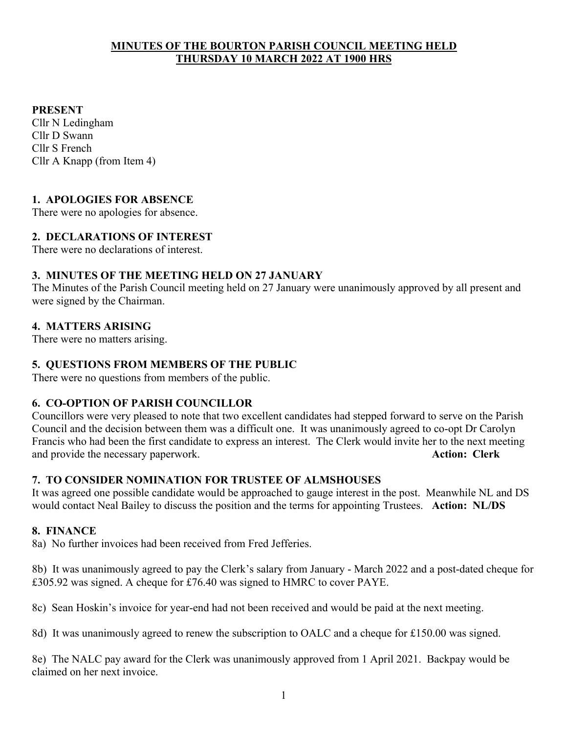## MINUTES OF THE BOURTON PARISH COUNCIL MEETING HELD THURSDAY 10 MARCH 2022 AT 1900 HRS

**PRESENT**
Cllr N Ledingham
Cllr D Swann
Cllr S French
Cllr A Knapp (from Item 4)

### 1. APOLOGIES FOR ABSENCE
There were no apologies for absence.

### 2. DECLARATIONS OF INTEREST
There were no declarations of interest.

### 3. MINUTES OF THE MEETING HELD ON 27 JANUARY
The Minutes of the Parish Council meeting held on 27 January were unanimously approved by all present and were signed by the Chairman.

### 4. MATTERS ARISING
There were no matters arising.

### 5. QUESTIONS FROM MEMBERS OF THE PUBLIC
There were no questions from members of the public.

### 6. CO-OPTION OF PARISH COUNCILLOR
Councillors were very pleased to note that two excellent candidates had stepped forward to serve on the Parish Council and the decision between them was a difficult one. It was unanimously agreed to co-opt Dr Carolyn Francis who had been the first candidate to express an interest. The Clerk would invite her to the next meeting and provide the necessary paperwork. **Action: Clerk**

### 7. TO CONSIDER NOMINATION FOR TRUSTEE OF ALMSHOUSES
It was agreed one possible candidate would be approached to gauge interest in the post. Meanwhile NL and DS would contact Neal Bailey to discuss the position and the terms for appointing Trustees. **Action: NL/DS**

### 8. FINANCE
8a) No further invoices had been received from Fred Jefferies.

8b) It was unanimously agreed to pay the Clerk's salary from January - March 2022 and a post-dated cheque for £305.92 was signed. A cheque for £76.40 was signed to HMRC to cover PAYE.

8c) Sean Hoskin's invoice for year-end had not been received and would be paid at the next meeting.

8d) It was unanimously agreed to renew the subscription to OALC and a cheque for £150.00 was signed.

8e) The NALC pay award for the Clerk was unanimously approved from 1 April 2021. Backpay would be claimed on her next invoice.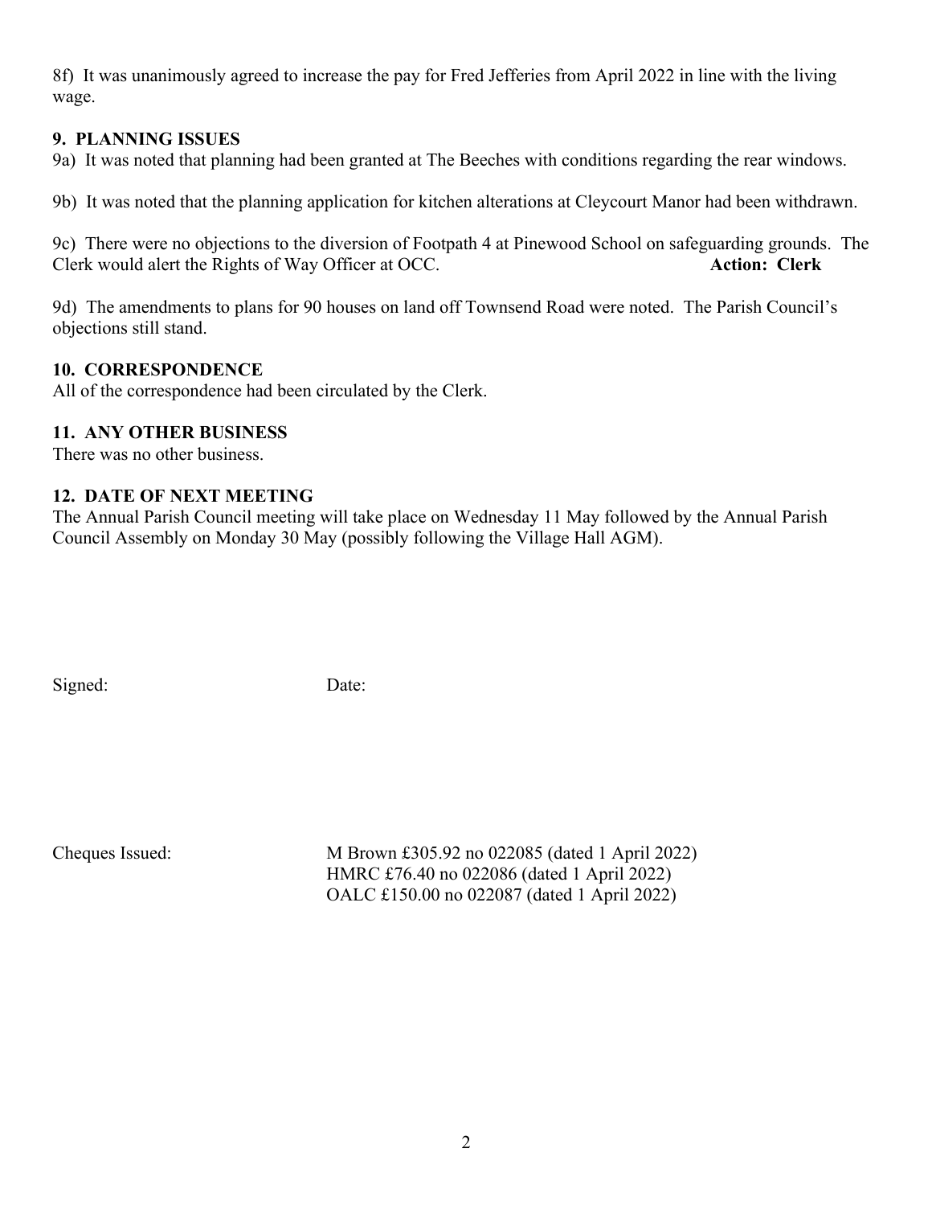8f) It was unanimously agreed to increase the pay for Fred Jefferies from April 2022 in line with the living wage.

**9. PLANNING ISSUES**

9a) It was noted that planning had been granted at The Beeches with conditions regarding the rear windows.

9b) It was noted that the planning application for kitchen alterations at Cleycourt Manor had been withdrawn.

9c) There were no objections to the diversion of Footpath 4 at Pinewood School on safeguarding grounds. The Clerk would alert the Rights of Way Officer at OCC. **Action: Clerk**

9d) The amendments to plans for 90 houses on land off Townsend Road were noted. The Parish Council's objections still stand.

**10. CORRESPONDENCE**

All of the correspondence had been circulated by the Clerk.

**11. ANY OTHER BUSINESS**

There was no other business.

**12. DATE OF NEXT MEETING**

The Annual Parish Council meeting will take place on Wednesday 11 May followed by the Annual Parish Council Assembly on Monday 30 May (possibly following the Village Hall AGM).

Signed: Date:

Cheques Issued:

M Brown £305.92 no 022085 (dated 1 April 2022)
HMRC £76.40 no 022086 (dated 1 April 2022)
OALC £150.00 no 022087 (dated 1 April 2022)